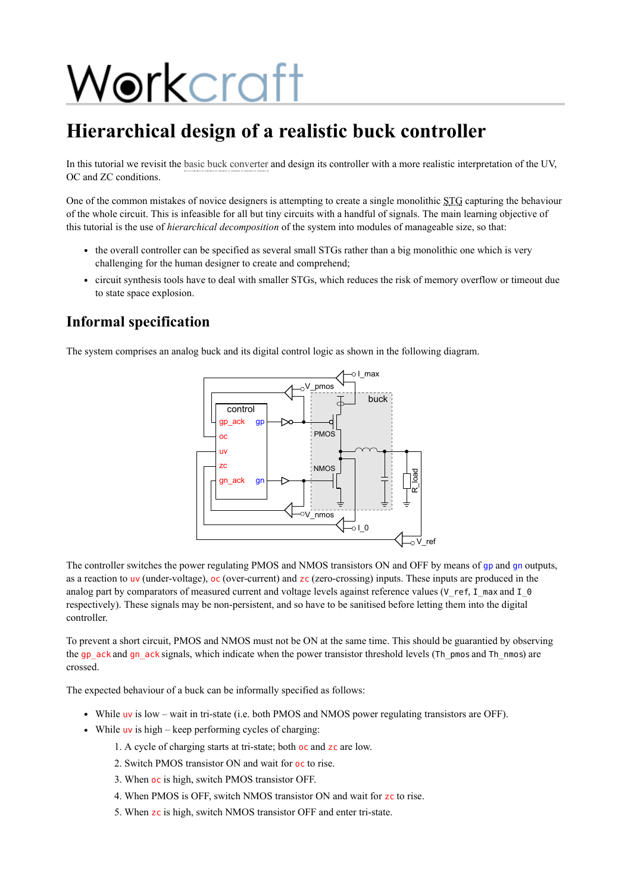# Workcraft

# Hierarchical design of a realistic buck controller

In this tutorial we revisit the basic buck converter and design its controller with a more realistic interpretation of the UV, OC and ZC conditions.

One of the common mistakes of novice designers is attempting to create a single monolithic STG capturing the behaviour of the whole circuit. This is infeasible for all but tiny circuits with a handful of signals. The main learning objective of this tutorial is the use of *hierarchical decomposition* of the system into modules of manageable size, so that:

- the overall controller can be specified as several small STGs rather than a big monolithic one which is very challenging for the human designer to create and comprehend;
- circuit synthesis tools have to deal with smaller STGs, which reduces the risk of memory overflow or timeout due to state space explosion.

## Informal specification

The system comprises an analog buck and its digital control logic as shown in the following diagram.

The controller switches the power regulating PMOS and NMOS transistors ON and OFF by means of `gp` and `gn` outputs, as a reaction to `uv` (under-voltage), `oc` (over-current) and `zc` (zero-crossing) inputs. These inputs are produced in the analog part by comparators of measured current and voltage levels against reference values (`V_ref`, `I_max` and `I_0` respectively). These signals may be non-persistent, and so have to be sanitised before letting them into the digital controller.

To prevent a short circuit, PMOS and NMOS must not be ON at the same time. This should be guarantied by observing the `gp_ack` and `gn_ack` signals, which indicate when the power transistor threshold levels (`Th_pmos` and `Th_nmos`) are crossed.

The expected behaviour of a buck can be informally specified as follows:

- While `uv` is low – wait in tri-state (i.e. both PMOS and NMOS power regulating transistors are OFF).
- While `uv` is high – keep performing cycles of charging:
  1. A cycle of charging starts at tri-state; both `oc` and `zc` are low.
  2. Switch PMOS transistor ON and wait for `oc` to rise.
  3. When `oc` is high, switch PMOS transistor OFF.
  4. When PMOS is OFF, switch NMOS transistor ON and wait for `zc` to rise.
  5. When `zc` is high, switch NMOS transistor OFF and enter tri-state.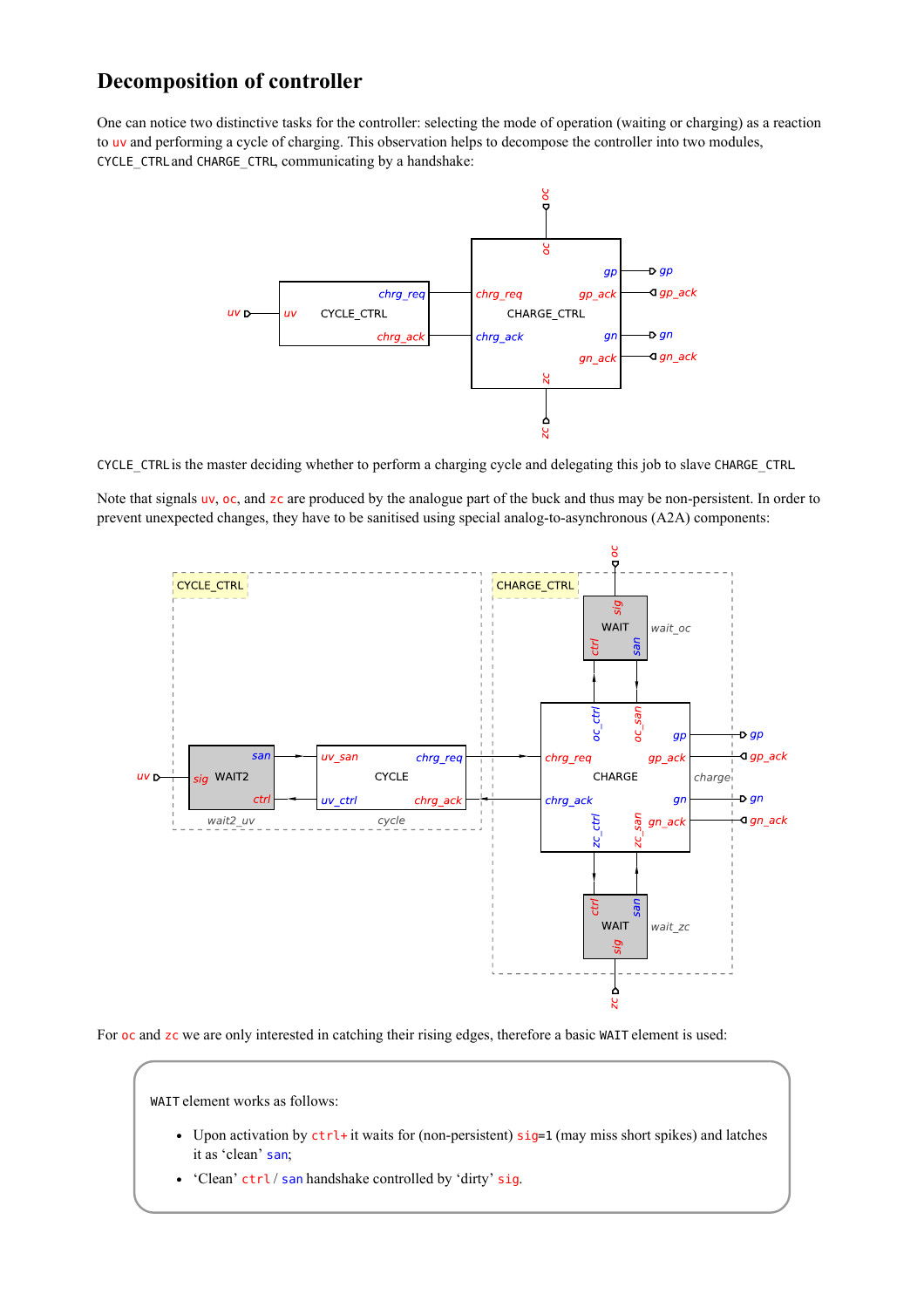## Decomposition of controller

One can notice two distinctive tasks for the controller: selecting the mode of operation (waiting or charging) as a reaction to uv and performing a cycle of charging. This observation helps to decompose the controller into two modules, CYCLE_CTRL and CHARGE_CTRL, communicating by a handshake:

CYCLE_CTRL is the master deciding whether to perform a charging cycle and delegating this job to slave CHARGE_CTRL.

Note that signals uv, oc, and zc are produced by the analogue part of the buck and thus may be non-persistent. In order to prevent unexpected changes, they have to be sanitised using special analog-to-asynchronous (A2A) components:

For oc and zc we are only interested in catching their rising edges, therefore a basic WAIT element is used:

WAIT element works as follows:

- Upon activation by ctrl+ it waits for (non-persistent) sig=1 (may miss short spikes) and latches it as 'clean' san;
- 'Clean' ctrl / san handshake controlled by 'dirty' sig.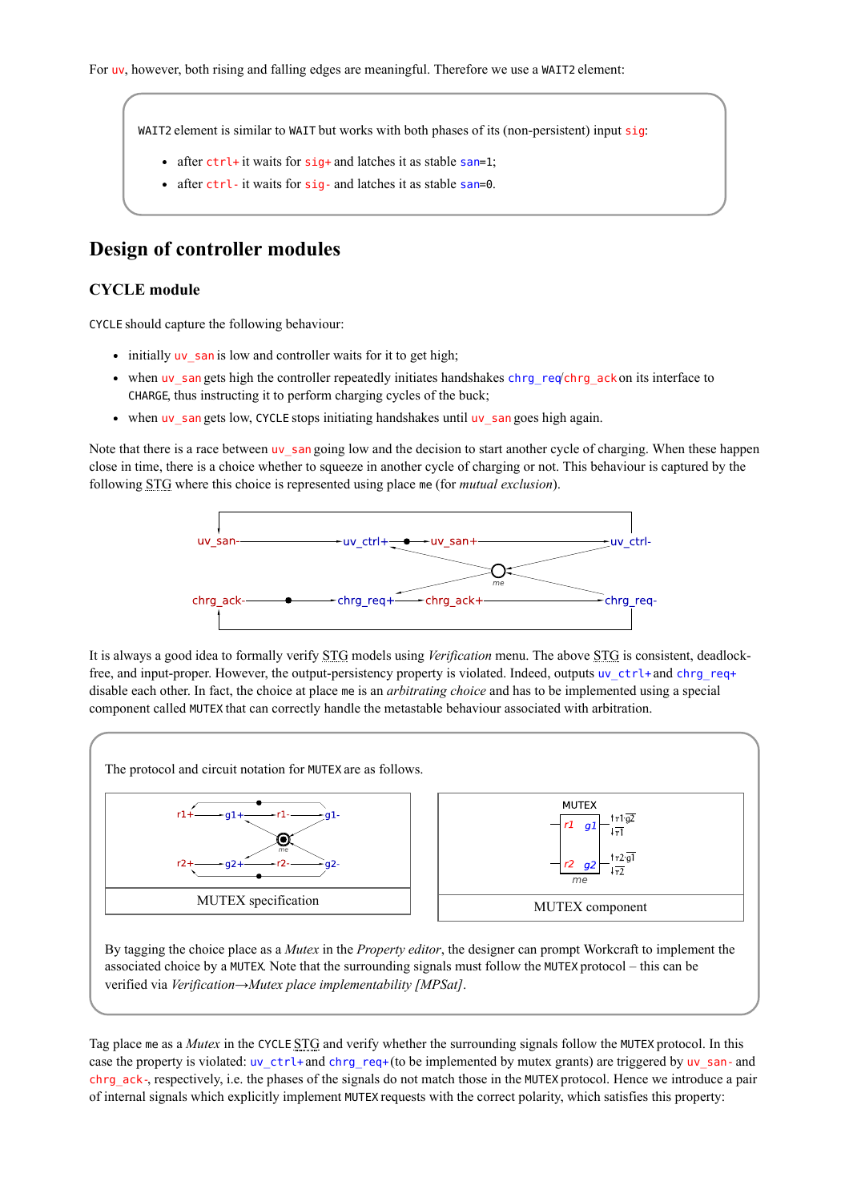For uv, however, both rising and falling edges are meaningful. Therefore we use a WAIT2 element:

> WAIT2 element is similar to WAIT but works with both phases of its (non-persistent) input sig:
>
> - after ctrl+ it waits for sig+ and latches it as stable san=1;
> - after ctrl- it waits for sig- and latches it as stable san=0.

## Design of controller modules

### CYCLE module

CYCLE should capture the following behaviour:

- initially uv_san is low and controller waits for it to get high;
- when uv_san gets high the controller repeatedly initiates handshakes chrg_req/chrg_ack on its interface to CHARGE, thus instructing it to perform charging cycles of the buck;
- when uv_san gets low, CYCLE stops initiating handshakes until uv_san goes high again.

Note that there is a race between uv_san going low and the decision to start another cycle of charging. When these happen close in time, there is a choice whether to squeeze in another cycle of charging or not. This behaviour is captured by the following STG where this choice is represented using place me (for *mutual exclusion*).

It is always a good idea to formally verify STG models using *Verification* menu. The above STG is consistent, deadlock-free, and input-proper. However, the output-persistency property is violated. Indeed, outputs uv_ctrl+ and chrg_req+ disable each other. In fact, the choice at place me is an *arbitrating choice* and has to be implemented using a special component called MUTEX that can correctly handle the metastable behaviour associated with arbitration.

> The protocol and circuit notation for MUTEX are as follows.
>
> MUTEX specification
>
> MUTEX component
>
> By tagging the choice place as a *Mutex* in the *Property editor*, the designer can prompt Workcraft to implement the associated choice by a MUTEX. Note that the surrounding signals must follow the MUTEX protocol – this can be verified via *Verification→Mutex place implementability [MPSat]*.

Tag place me as a *Mutex* in the CYCLE STG and verify whether the surrounding signals follow the MUTEX protocol. In this case the property is violated: uv_ctrl+ and chrg_req+ (to be implemented by mutex grants) are triggered by uv_san- and chrg_ack-, respectively, i.e. the phases of the signals do not match those in the MUTEX protocol. Hence we introduce a pair of internal signals which explicitly implement MUTEX requests with the correct polarity, which satisfies this property: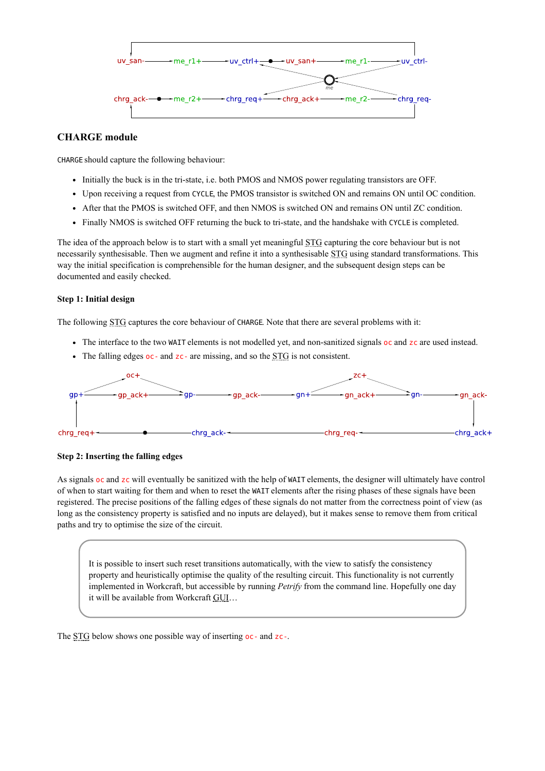## CHARGE module

CHARGE should capture the following behaviour:

- Initially the buck is in the tri-state, i.e. both PMOS and NMOS power regulating transistors are OFF.
- Upon receiving a request from CYCLE, the PMOS transistor is switched ON and remains ON until OC condition.
- After that the PMOS is switched OFF, and then NMOS is switched ON and remains ON until ZC condition.
- Finally NMOS is switched OFF returning the buck to tri-state, and the handshake with CYCLE is completed.

The idea of the approach below is to start with a small yet meaningful STG capturing the core behaviour but is not necessarily synthesisable. Then we augment and refine it into a synthesisable STG using standard transformations. This way the initial specification is comprehensible for the human designer, and the subsequent design steps can be documented and easily checked.

#### Step 1: Initial design

The following STG captures the core behaviour of CHARGE. Note that there are several problems with it:

- The interface to the two WAIT elements is not modelled yet, and non-sanitized signals oc and zc are used instead.
- The falling edges oc- and zc- are missing, and so the STG is not consistent.

#### Step 2: Inserting the falling edges

As signals oc and zc will eventually be sanitized with the help of WAIT elements, the designer will ultimately have control of when to start waiting for them and when to reset the WAIT elements after the rising phases of these signals have been registered. The precise positions of the falling edges of these signals do not matter from the correctness point of view (as long as the consistency property is satisfied and no inputs are delayed), but it makes sense to remove them from critical paths and try to optimise the size of the circuit.

> It is possible to insert such reset transitions automatically, with the view to satisfy the consistency property and heuristically optimise the quality of the resulting circuit. This functionality is not currently implemented in Workcraft, but accessible by running *Petrify* from the command line. Hopefully one day it will be available from Workcraft GUI…

The STG below shows one possible way of inserting oc- and zc-.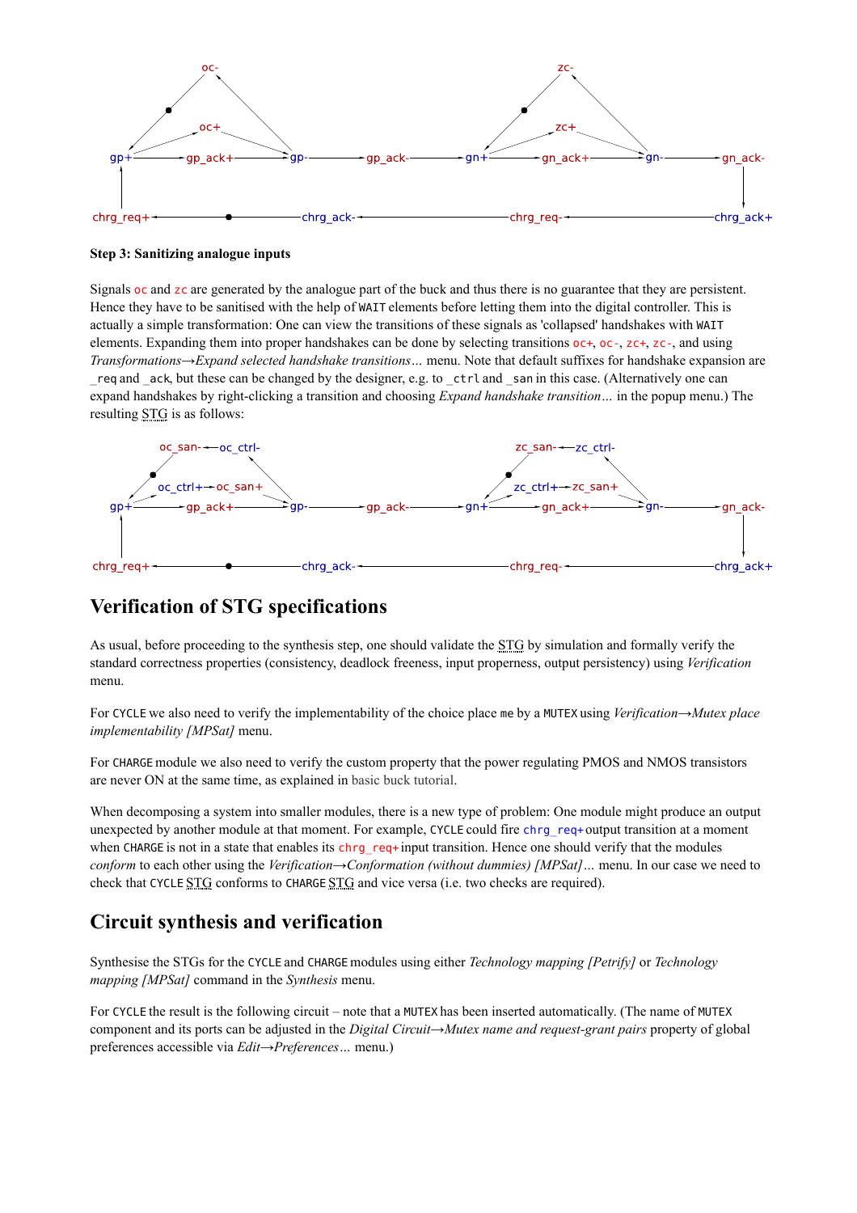**Step 3: Sanitizing analogue inputs**

Signals oc and zc are generated by the analogue part of the buck and thus there is no guarantee that they are persistent. Hence they have to be sanitised with the help of `WAIT` elements before letting them into the digital controller. This is actually a simple transformation: One can view the transitions of these signals as 'collapsed' handshakes with `WAIT` elements. Expanding them into proper handshakes can be done by selecting transitions oc+, oc-, zc+, zc-, and using *Transformations→Expand selected handshake transitions…* menu. Note that default suffixes for handshake expansion are `_req` and `_ack`, but these can be changed by the designer, e.g. to `_ctrl` and `_san` in this case. (Alternatively one can expand handshakes by right-clicking a transition and choosing *Expand handshake transition…* in the popup menu.) The resulting STG is as follows:

## Verification of STG specifications

As usual, before proceeding to the synthesis step, one should validate the STG by simulation and formally verify the standard correctness properties (consistency, deadlock freeness, input properness, output persistency) using *Verification* menu.

For `CYCLE` we also need to verify the implementability of the choice place `me` by a `MUTEX` using *Verification→Mutex place implementability [MPSat]* menu.

For `CHARGE` module we also need to verify the custom property that the power regulating PMOS and NMOS transistors are never ON at the same time, as explained in basic buck tutorial.

When decomposing a system into smaller modules, there is a new type of problem: One module might produce an output unexpected by another module at that moment. For example, `CYCLE` could fire chrg_req+ output transition at a moment when `CHARGE` is not in a state that enables its chrg_req+ input transition. Hence one should verify that the modules *conform* to each other using the *Verification→Conformation (without dummies) [MPSat]…* menu. In our case we need to check that `CYCLE` STG conforms to `CHARGE` STG and vice versa (i.e. two checks are required).

## Circuit synthesis and verification

Synthesise the STGs for the `CYCLE` and `CHARGE` modules using either *Technology mapping [Petrify]* or *Technology mapping [MPSat]* command in the *Synthesis* menu.

For `CYCLE` the result is the following circuit – note that a `MUTEX` has been inserted automatically. (The name of `MUTEX` component and its ports can be adjusted in the *Digital Circuit→Mutex name and request-grant pairs* property of global preferences accessible via *Edit→Preferences…* menu.)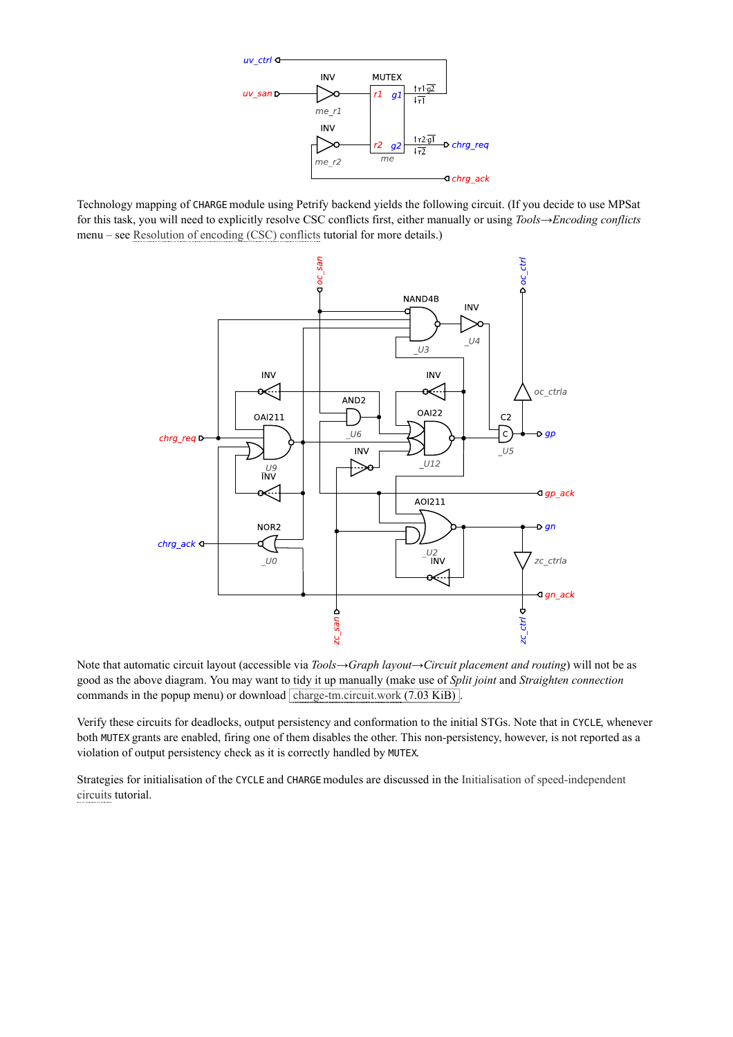Technology mapping of CHARGE module using Petrify backend yields the following circuit. (If you decide to use MPSat for this task, you will need to explicitly resolve CSC conflicts first, either manually or using *Tools→Encoding conflicts* menu – see Resolution of encoding (CSC) conflicts tutorial for more details.)

Note that automatic circuit layout (accessible via *Tools→Graph layout→Circuit placement and routing*) will not be as good as the above diagram. You may want to tidy it up manually (make use of *Split joint* and *Straighten connection* commands in the popup menu) or download charge-tm.circuit.work (7.03 KiB).

Verify these circuits for deadlocks, output persistency and conformation to the initial STGs. Note that in CYCLE, whenever both MUTEX grants are enabled, firing one of them disables the other. This non-persistency, however, is not reported as a violation of output persistency check as it is correctly handled by MUTEX.

Strategies for initialisation of the CYCLE and CHARGE modules are discussed in the Initialisation of speed-independent circuits tutorial.